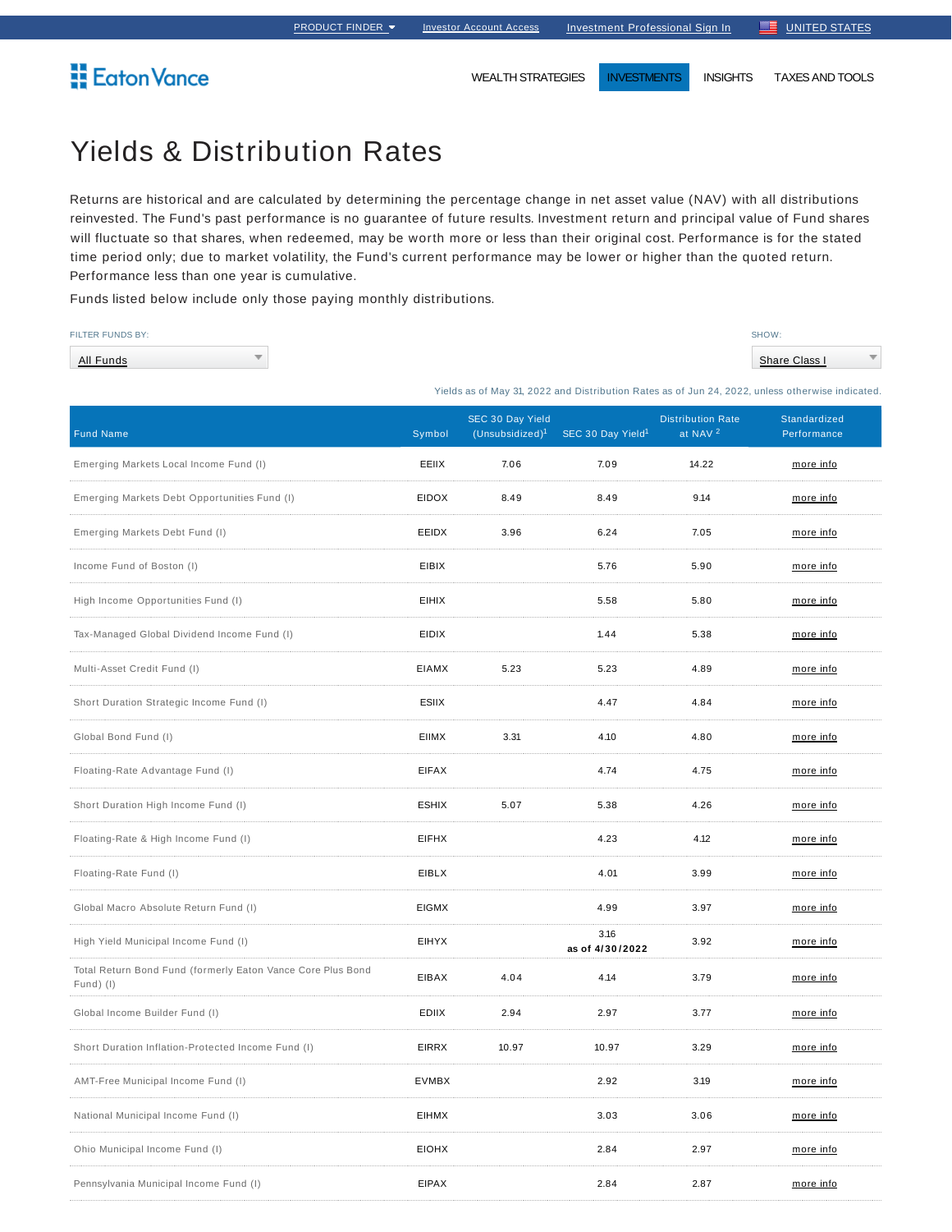PRODUCT FINDER | Investor Account Access | Investment Professional Sign In | UNITED STATES

Eaton Vance

WEALTH STRATEGIES | INVESTMENTS | INSIGHTS | TAXES AND TOOLS

# Yields & Distribution Rates

Returns are historical and are calculated by determining the percentage change in net asset value (NAV) with all distributions reinvested. The Fund's past performance is no guarantee of future results. Investment return and principal value of Fund shares will fluctuate so that shares, when redeemed, may be worth more or less than their original cost. Performance is for the stated time period only; due to market volatility, the Fund's current performance may be lower or higher than the quoted return. Performance less than one year is cumulative.

Funds listed below include only those paying monthly distributions.

FILTER FUNDS BY: All Funds

SHOW: Share Class I

Yields as of May 31, 2022 and Distribution Rates as of Jun 24, 2022, unless otherwise indicated.

| Fund Name | Symbol | SEC 30 Day Yield (Unsubsidized)[1] | SEC 30 Day Yield[1] | Distribution Rate at NAV [2] | Standardized Performance |
|---|---|---|---|---|---|
| Emerging Markets Local Income Fund (I) | EEIIX | 7.06 | 7.09 | 14.22 | more info |
| Emerging Markets Debt Opportunities Fund (I) | EIDOX | 8.49 | 8.49 | 9.14 | more info |
| Emerging Markets Debt Fund (I) | EEIDX | 3.96 | 6.24 | 7.05 | more info |
| Income Fund of Boston (I) | EIBIX | | 5.76 | 5.90 | more info |
| High Income Opportunities Fund (I) | EIHIX | | 5.58 | 5.80 | more info |
| Tax-Managed Global Dividend Income Fund (I) | EIDIX | | 1.44 | 5.38 | more info |
| Multi-Asset Credit Fund (I) | EIAMX | 5.23 | 5.23 | 4.89 | more info |
| Short Duration Strategic Income Fund (I) | ESIIX | | 4.47 | 4.84 | more info |
| Global Bond Fund (I) | EIIMX | 3.31 | 4.10 | 4.80 | more info |
| Floating-Rate Advantage Fund (I) | EIFAX | | 4.74 | 4.75 | more info |
| Short Duration High Income Fund (I) | ESHIX | 5.07 | 5.38 | 4.26 | more info |
| Floating-Rate & High Income Fund (I) | EIFHX | | 4.23 | 4.12 | more info |
| Floating-Rate Fund (I) | EIBLX | | 4.01 | 3.99 | more info |
| Global Macro Absolute Return Fund (I) | EIGMX | | 4.99 | 3.97 | more info |
| High Yield Municipal Income Fund (I) | EIHYX | | 3.16 as of 4/30/2022 | 3.92 | more info |
| Total Return Bond Fund (formerly Eaton Vance Core Plus Bond Fund) (I) | EIBAX | 4.04 | 4.14 | 3.79 | more info |
| Global Income Builder Fund (I) | EDIIX | 2.94 | 2.97 | 3.77 | more info |
| Short Duration Inflation-Protected Income Fund (I) | EIRRX | 10.97 | 10.97 | 3.29 | more info |
| AMT-Free Municipal Income Fund (I) | EVMBX | | 2.92 | 3.19 | more info |
| National Municipal Income Fund (I) | EIHMX | | 3.03 | 3.06 | more info |
| Ohio Municipal Income Fund (I) | EIOHX | | 2.84 | 2.97 | more info |
| Pennsylvania Municipal Income Fund (I) | EIPAX | | 2.84 | 2.87 | more info |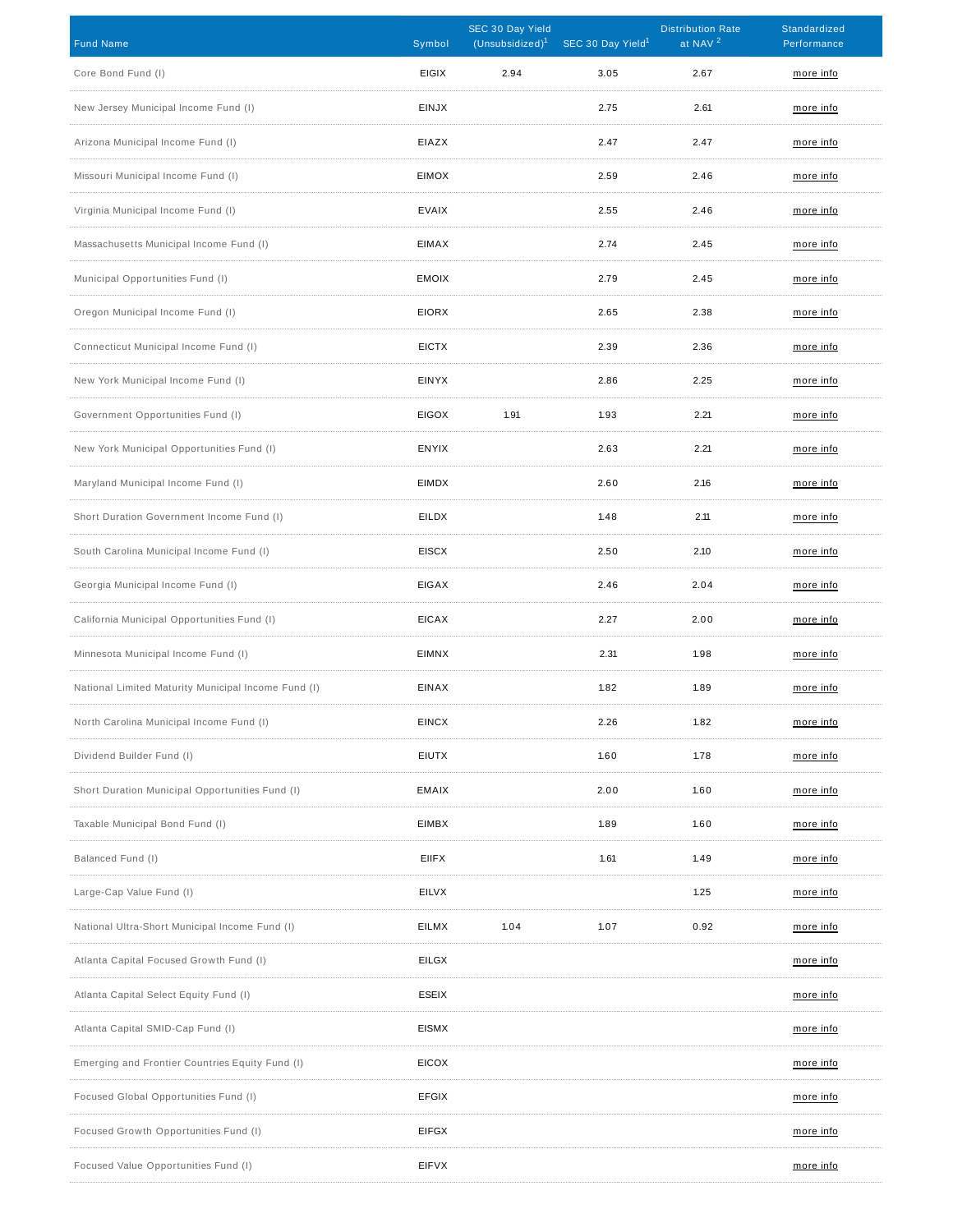| Fund Name | Symbol | SEC 30 Day Yield (Unsubsidized)[1] | SEC 30 Day Yield[1] | Distribution Rate at NAV [2] | Standardized Performance |
|---|---|---|---|---|---|
| Core Bond Fund (I) | EIGIX | 2.94 | 3.05 | 2.67 | more info |
| New Jersey Municipal Income Fund (I) | EINJX | | 2.75 | 2.61 | more info |
| Arizona Municipal Income Fund (I) | EIAZX | | 2.47 | 2.47 | more info |
| Missouri Municipal Income Fund (I) | EIMOX | | 2.59 | 2.46 | more info |
| Virginia Municipal Income Fund (I) | EVAIX | | 2.55 | 2.46 | more info |
| Massachusetts Municipal Income Fund (I) | EIMAX | | 2.74 | 2.45 | more info |
| Municipal Opportunities Fund (I) | EMOIX | | 2.79 | 2.45 | more info |
| Oregon Municipal Income Fund (I) | EIORX | | 2.65 | 2.38 | more info |
| Connecticut Municipal Income Fund (I) | EICTX | | 2.39 | 2.36 | more info |
| New York Municipal Income Fund (I) | EINYX | | 2.86 | 2.25 | more info |
| Government Opportunities Fund (I) | EIGOX | 1.91 | 1.93 | 2.21 | more info |
| New York Municipal Opportunities Fund (I) | ENYIX | | 2.63 | 2.21 | more info |
| Maryland Municipal Income Fund (I) | EIMDX | | 2.60 | 2.16 | more info |
| Short Duration Government Income Fund (I) | EILDX | | 1.48 | 2.11 | more info |
| South Carolina Municipal Income Fund (I) | EISCX | | 2.50 | 2.10 | more info |
| Georgia Municipal Income Fund (I) | EIGAX | | 2.46 | 2.04 | more info |
| California Municipal Opportunities Fund (I) | EICAX | | 2.27 | 2.00 | more info |
| Minnesota Municipal Income Fund (I) | EIMNX | | 2.31 | 1.98 | more info |
| National Limited Maturity Municipal Income Fund (I) | EINAX | | 1.82 | 1.89 | more info |
| North Carolina Municipal Income Fund (I) | EINCX | | 2.26 | 1.82 | more info |
| Dividend Builder Fund (I) | EIUTX | | 1.60 | 1.78 | more info |
| Short Duration Municipal Opportunities Fund (I) | EMAIX | | 2.00 | 1.60 | more info |
| Taxable Municipal Bond Fund (I) | EIMBX | | 1.89 | 1.60 | more info |
| Balanced Fund (I) | EIIFX | | 1.61 | 1.49 | more info |
| Large-Cap Value Fund (I) | EILVX | | | 1.25 | more info |
| National Ultra-Short Municipal Income Fund (I) | EILMX | 1.04 | 1.07 | 0.92 | more info |
| Atlanta Capital Focused Growth Fund (I) | EILGX | | | | more info |
| Atlanta Capital Select Equity Fund (I) | ESEIX | | | | more info |
| Atlanta Capital SMID-Cap Fund (I) | EISMX | | | | more info |
| Emerging and Frontier Countries Equity Fund (I) | EICOX | | | | more info |
| Focused Global Opportunities Fund (I) | EFGIX | | | | more info |
| Focused Growth Opportunities Fund (I) | EIFGX | | | | more info |
| Focused Value Opportunities Fund (I) | EIFVX | | | | more info |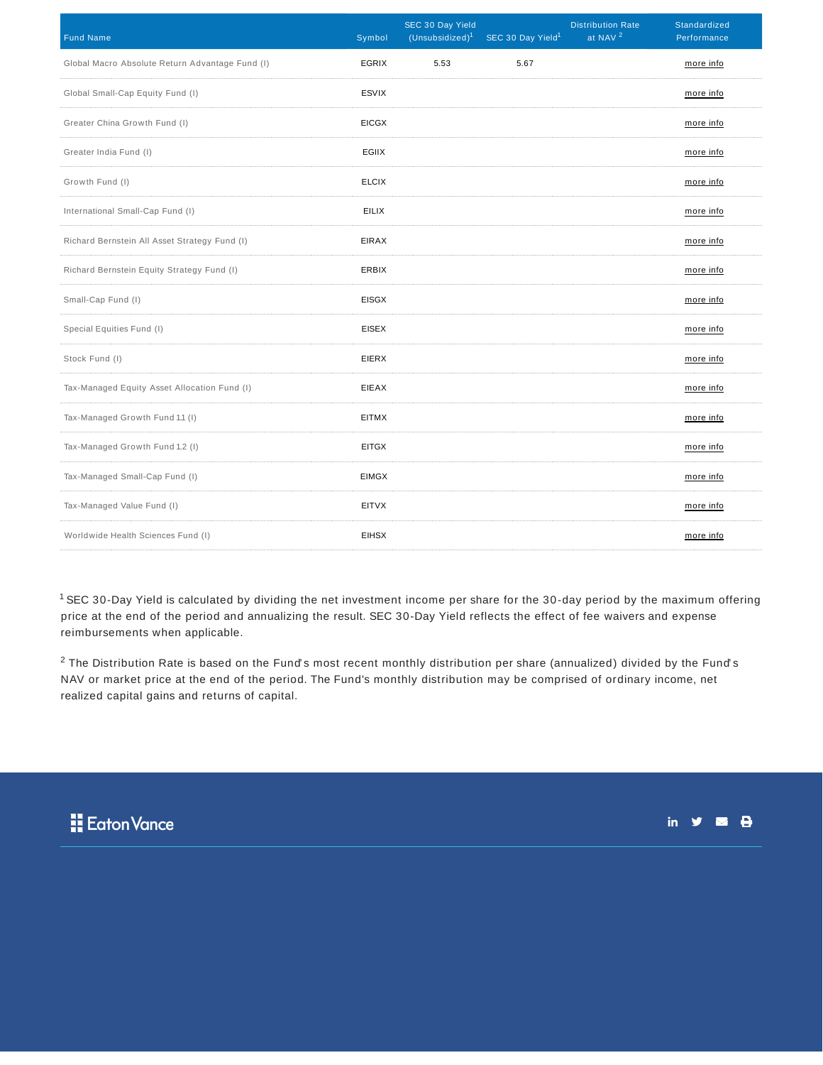| Fund Name | Symbol | SEC 30 Day Yield (Unsubsidized)[1] | SEC 30 Day Yield[1] | Distribution Rate at NAV [2] | Standardized Performance |
|---|---|---|---|---|---|
| Global Macro Absolute Return Advantage Fund (I) | EGRIX | 5.53 | 5.67 | | more info |
| Global Small-Cap Equity Fund (I) | ESVIX | | | | more info |
| Greater China Growth Fund (I) | EICGX | | | | more info |
| Greater India Fund (I) | EGIIX | | | | more info |
| Growth Fund (I) | ELCIX | | | | more info |
| International Small-Cap Fund (I) | EILIX | | | | more info |
| Richard Bernstein All Asset Strategy Fund (I) | EIRAX | | | | more info |
| Richard Bernstein Equity Strategy Fund (I) | ERBIX | | | | more info |
| Small-Cap Fund (I) | EISGX | | | | more info |
| Special Equities Fund (I) | EISEX | | | | more info |
| Stock Fund (I) | EIERX | | | | more info |
| Tax-Managed Equity Asset Allocation Fund (I) | EIEAX | | | | more info |
| Tax-Managed Growth Fund 1.1 (I) | EITMX | | | | more info |
| Tax-Managed Growth Fund 1.2 (I) | EITGX | | | | more info |
| Tax-Managed Small-Cap Fund (I) | EIMGX | | | | more info |
| Tax-Managed Value Fund (I) | EITVX | | | | more info |
| Worldwide Health Sciences Fund (I) | EIHSX | | | | more info |

[1] SEC 30-Day Yield is calculated by dividing the net investment income per share for the 30-day period by the maximum offering price at the end of the period and annualizing the result. SEC 30-Day Yield reflects the effect of fee waivers and expense reimbursements when applicable.

[2] The Distribution Rate is based on the Fund's most recent monthly distribution per share (annualized) divided by the Fund's NAV or market price at the end of the period. The Fund's monthly distribution may be comprised of ordinary income, net realized capital gains and returns of capital.

Eaton Vance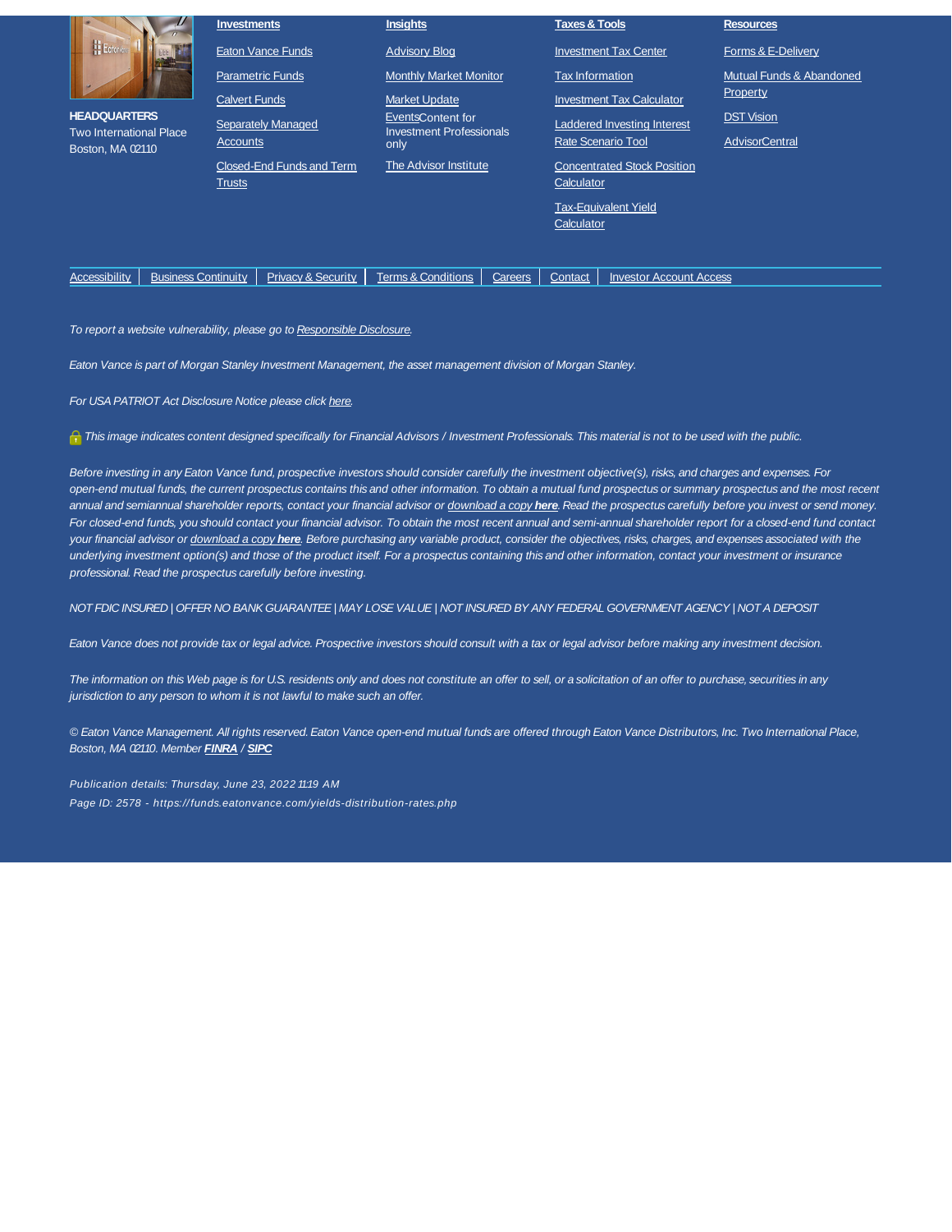**HEADQUARTERS**
Two International Place
Boston, MA 02110

**Investments**

- Eaton Vance Funds
- Parametric Funds
- Calvert Funds
- Separately Managed Accounts
- Closed-End Funds and Term Trusts

**Insights**

- Advisory Blog
- Monthly Market Monitor
- Market Update
- Events Content for Investment Professionals only
- The Advisor Institute

**Taxes & Tools**

- Investment Tax Center
- Tax Information
- Investment Tax Calculator
- Laddered Investing Interest Rate Scenario Tool
- Concentrated Stock Position Calculator
- Tax-Equivalent Yield Calculator

**Resources**

- Forms & E-Delivery
- Mutual Funds & Abandoned Property
- DST Vision
- AdvisorCentral

Accessibility | Business Continuity | Privacy & Security | Terms & Conditions | Careers | Contact | Investor Account Access

*To report a website vulnerability, please go to Responsible Disclosure.*

*Eaton Vance is part of Morgan Stanley Investment Management, the asset management division of Morgan Stanley.*

*For USA PATRIOT Act Disclosure Notice please click here.*

*This image indicates content designed specifically for Financial Advisors / Investment Professionals. This material is not to be used with the public.*

*Before investing in any Eaton Vance fund, prospective investors should consider carefully the investment objective(s), risks, and charges and expenses. For open-end mutual funds, the current prospectus contains this and other information. To obtain a mutual fund prospectus or summary prospectus and the most recent annual and semiannual shareholder reports, contact your financial advisor or download a copy **here**. Read the prospectus carefully before you invest or send money. For closed-end funds, you should contact your financial advisor. To obtain the most recent annual and semi-annual shareholder report for a closed-end fund contact your financial advisor or download a copy **here**. Before purchasing any variable product, consider the objectives, risks, charges, and expenses associated with the underlying investment option(s) and those of the product itself. For a prospectus containing this and other information, contact your investment or insurance professional. Read the prospectus carefully before investing.*

*NOT FDIC INSURED | OFFER NO BANK GUARANTEE | MAY LOSE VALUE | NOT INSURED BY ANY FEDERAL GOVERNMENT AGENCY | NOT A DEPOSIT*

*Eaton Vance does not provide tax or legal advice. Prospective investors should consult with a tax or legal advisor before making any investment decision.*

*The information on this Web page is for U.S. residents only and does not constitute an offer to sell, or a solicitation of an offer to purchase, securities in any jurisdiction to any person to whom it is not lawful to make such an offer.*

*© Eaton Vance Management. All rights reserved. Eaton Vance open-end mutual funds are offered through Eaton Vance Distributors, Inc. Two International Place, Boston, MA 02110. Member **FINRA** / **SIPC***

*Publication details: Thursday, June 23, 2022 11:19 AM*
*Page ID: 2578 - https://funds.eatonvance.com/yields-distribution-rates.php*